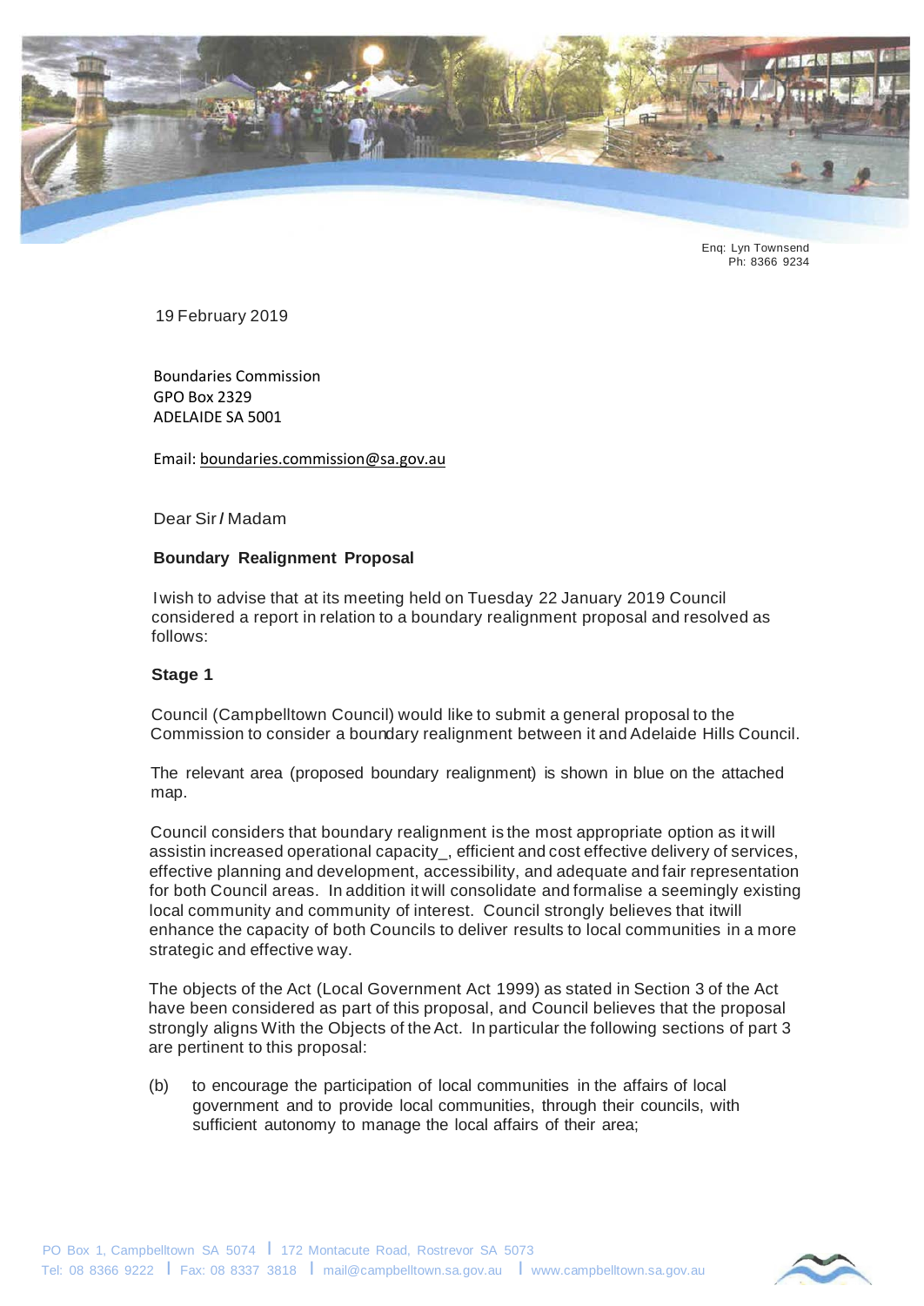Enq: Lyn Townsend
Ph: 8366 9234

19 February 2019

Boundaries Commission
GPO Box 2329
ADELAIDE SA 5001

Email: boundaries.commission@sa.gov.au

Dear Sir / Madam

**Boundary Realignment Proposal**

I wish to advise that at its meeting held on Tuesday 22 January 2019 Council considered a report in relation to a boundary realignment proposal and resolved as follows:

**Stage 1**

Council (Campbelltown Council) would like to submit a general proposal to the Commission to consider a boundary realignment between it and Adelaide Hills Council.

The relevant area (proposed boundary realignment) is shown in blue on the attached map.

Council considers that boundary realignment is the most appropriate option as it will assistin increased operational capacity_, efficient and cost effective delivery of services, effective planning and development, accessibility, and adequate and fair representation for both Council areas. In addition it will consolidate and formalise a seemingly existing local community and community of interest. Council strongly believes that itwill enhance the capacity of both Councils to deliver results to local communities in a more strategic and effective way.

The objects of the Act (Local Government Act 1999) as stated in Section 3 of the Act have been considered as part of this proposal, and Council believes that the proposal strongly aligns With the Objects of the Act. In particular the following sections of part 3 are pertinent to this proposal:

(b) to encourage the participation of local communities in the affairs of local government and to provide local communities, through their councils, with sufficient autonomy to manage the local affairs of their area;

PO Box 1, Campbelltown SA 5074 | 172 Montacute Road, Rostrevor SA 5073
Tel: 08 8366 9222 | Fax: 08 8337 3818 | mail@campbelltown.sa.gov.au | www.campbelltown.sa.gov.au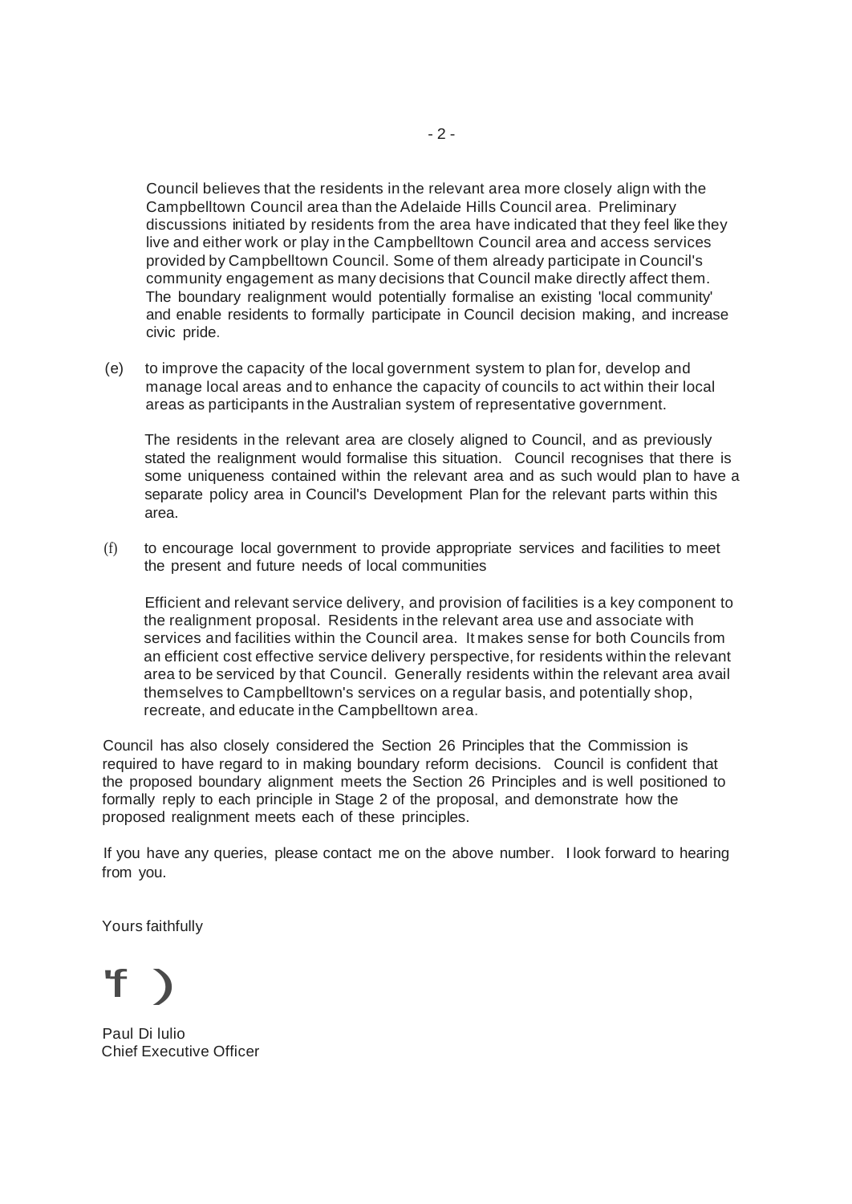Council believes that the residents in the relevant area more closely align with the Campbelltown Council area than the Adelaide Hills Council area. Preliminary discussions initiated by residents from the area have indicated that they feel like they live and either work or play in the Campbelltown Council area and access services provided by Campbelltown Council. Some of them already participate in Council's community engagement as many decisions that Council make directly affect them. The boundary realignment would potentially formalise an existing 'local community' and enable residents to formally participate in Council decision making, and increase civic pride.

(e) to improve the capacity of the local government system to plan for, develop and manage local areas and to enhance the capacity of councils to act within their local areas as participants in the Australian system of representative government.

The residents in the relevant area are closely aligned to Council, and as previously stated the realignment would formalise this situation. Council recognises that there is some uniqueness contained within the relevant area and as such would plan to have a separate policy area in Council's Development Plan for the relevant parts within this area.

(f) to encourage local government to provide appropriate services and facilities to meet the present and future needs of local communities

Efficient and relevant service delivery, and provision of facilities is a key component to the realignment proposal. Residents in the relevant area use and associate with services and facilities within the Council area. It makes sense for both Councils from an efficient cost effective service delivery perspective, for residents within the relevant area to be serviced by that Council. Generally residents within the relevant area avail themselves to Campbelltown's services on a regular basis, and potentially shop, recreate, and educate in the Campbelltown area.

Council has also closely considered the Section 26 Principles that the Commission is required to have regard to in making boundary reform decisions. Council is confident that the proposed boundary alignment meets the Section 26 Principles and is well positioned to formally reply to each principle in Stage 2 of the proposal, and demonstrate how the proposed realignment meets each of these principles.

If you have any queries, please contact me on the above number. I look forward to hearing from you.

Yours faithfully

Paul Di Iulio
Chief Executive Officer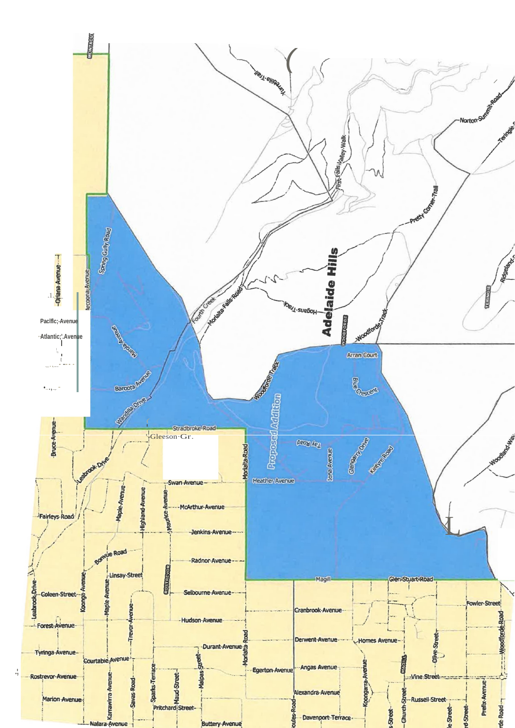MONTACUTE

Yurrebilla Trail

Norton Summit Road

Teringie

First Falls Valley Walk

Pretty Corner Trail

Ridgeland

TERINGIE

Adelaide Hills

Spring Gully Road

Oriana Avenue

Arcoona Avenue

Fourth Creek

Morialta Falls Road

Hogans Track

WOODFORDE

Woodforde Track

Pacific Avenue

Atlantic Avenue

Marola Avenue

Arran Court

Blue Crescent

Baroota Avenue

Woodforde Track

Wandilla Drive

Proposed Addition

Woodland Way

Stradbroke Road

Gleeson Gr.

Bruce Avenue

Tay Road

Glengarry Drive

Kintyre Road

Iona Avenue

Leabrook Drive

Morialta Road

Heather Avenue

Swan Avenue

Maple Avenue

Highland Avenue

Maurice Avenue

McArthur Avenue

Fairleys Road

Jenkins Avenue

Bonvue Road

Radnor Avenue

Linsay Street

ROSTREVOR

Magill

Glen Stuart Road

Leabrook Drive

Coleen Street

Koonga Avenue

Maple Avenue

Selbourne Avenue

Fowler Street

Trevor Avenue

Cranbrook Avenue

Forest Avenue

Hudson Avenue

Woodforde Road

Derwent Avenue

Homes Avenue

Tyringa Avenue

Durant Avenue

Morialta Road

Olive Street

Courtabie Avenue

Malpas Street

Angas Avenue

Rostrevor Avenue

Egerton Avenue

MAGILL

Vine Street

Karrawirra Avenue

Savas Road

Sparks Terrace

Maud Street

Koongarra Avenue

Marion Avenue

Alexandra Avenue

Russell Street

Prefix Avenue

Pritchard Street

Church Street

Nalara Avenue

Buttery Avenue

Davenport Terrace